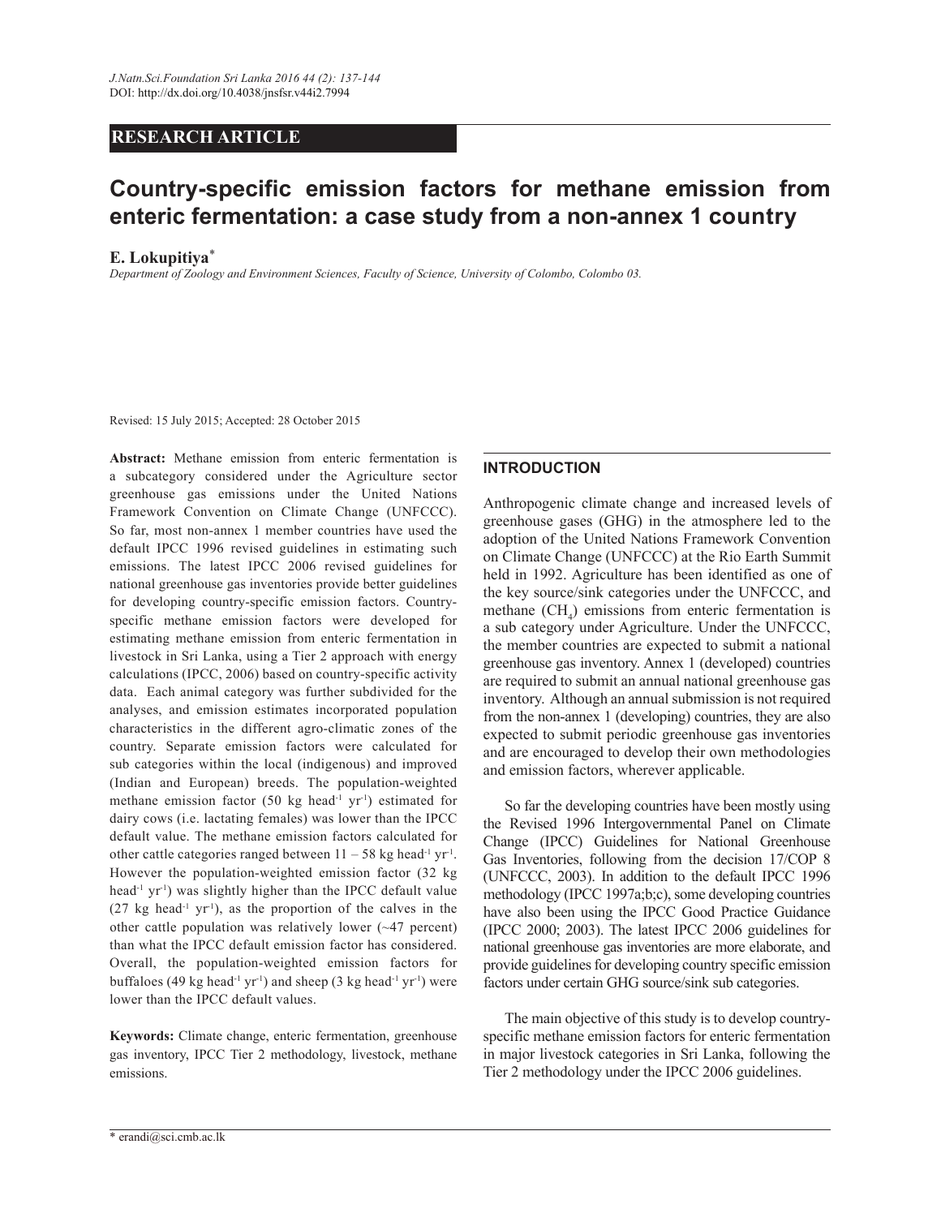RESEARCH ARTICLE

# Country-specific emission factors for methane emission from enteric fermentation: a case study from a non-annex 1 country

**E. Lokupitiya***

*Department of Zoology and Environment Sciences, Faculty of Science, University of Colombo, Colombo 03.*

Revised: 15 July 2015; Accepted: 28 October 2015

**Abstract:** Methane emission from enteric fermentation is a subcategory considered under the Agriculture sector greenhouse gas emissions under the United Nations Framework Convention on Climate Change (UNFCCC). So far, most non-annex 1 member countries have used the default IPCC 1996 revised guidelines in estimating such emissions. The latest IPCC 2006 revised guidelines for national greenhouse gas inventories provide better guidelines for developing country-specific emission factors. Country-specific methane emission factors were developed for estimating methane emission from enteric fermentation in livestock in Sri Lanka, using a Tier 2 approach with energy calculations (IPCC, 2006) based on country-specific activity data. Each animal category was further subdivided for the analyses, and emission estimates incorporated population characteristics in the different agro-climatic zones of the country. Separate emission factors were calculated for sub categories within the local (indigenous) and improved (Indian and European) breeds. The population-weighted methane emission factor (50 kg head$^{-1}$ yr$^{-1}$) estimated for dairy cows (i.e. lactating females) was lower than the IPCC default value. The methane emission factors calculated for other cattle categories ranged between 11 – 58 kg head$^{-1}$ yr$^{-1}$. However the population-weighted emission factor (32 kg head$^{-1}$ yr$^{-1}$) was slightly higher than the IPCC default value (27 kg head$^{-1}$ yr$^{-1}$), as the proportion of the calves in the other cattle population was relatively lower (~47 percent) than what the IPCC default emission factor has considered. Overall, the population-weighted emission factors for buffaloes (49 kg head$^{-1}$ yr$^{-1}$) and sheep (3 kg head$^{-1}$ yr$^{-1}$) were lower than the IPCC default values.

**Keywords:** Climate change, enteric fermentation, greenhouse gas inventory, IPCC Tier 2 methodology, livestock, methane emissions.

## INTRODUCTION

Anthropogenic climate change and increased levels of greenhouse gases (GHG) in the atmosphere led to the adoption of the United Nations Framework Convention on Climate Change (UNFCCC) at the Rio Earth Summit held in 1992. Agriculture has been identified as one of the key source/sink categories under the UNFCCC, and methane ($CH_4$) emissions from enteric fermentation is a sub category under Agriculture. Under the UNFCCC, the member countries are expected to submit a national greenhouse gas inventory. Annex 1 (developed) countries are required to submit an annual national greenhouse gas inventory. Although an annual submission is not required from the non-annex 1 (developing) countries, they are also expected to submit periodic greenhouse gas inventories and are encouraged to develop their own methodologies and emission factors, wherever applicable.

So far the developing countries have been mostly using the Revised 1996 Intergovernmental Panel on Climate Change (IPCC) Guidelines for National Greenhouse Gas Inventories, following from the decision 17/COP 8 (UNFCCC, 2003). In addition to the default IPCC 1996 methodology (IPCC 1997a;b;c), some developing countries have also been using the IPCC Good Practice Guidance (IPCC 2000; 2003). The latest IPCC 2006 guidelines for national greenhouse gas inventories are more elaborate, and provide guidelines for developing country specific emission factors under certain GHG source/sink sub categories.

The main objective of this study is to develop country-specific methane emission factors for enteric fermentation in major livestock categories in Sri Lanka, following the Tier 2 methodology under the IPCC 2006 guidelines.

\* erandi@sci.cmb.ac.lk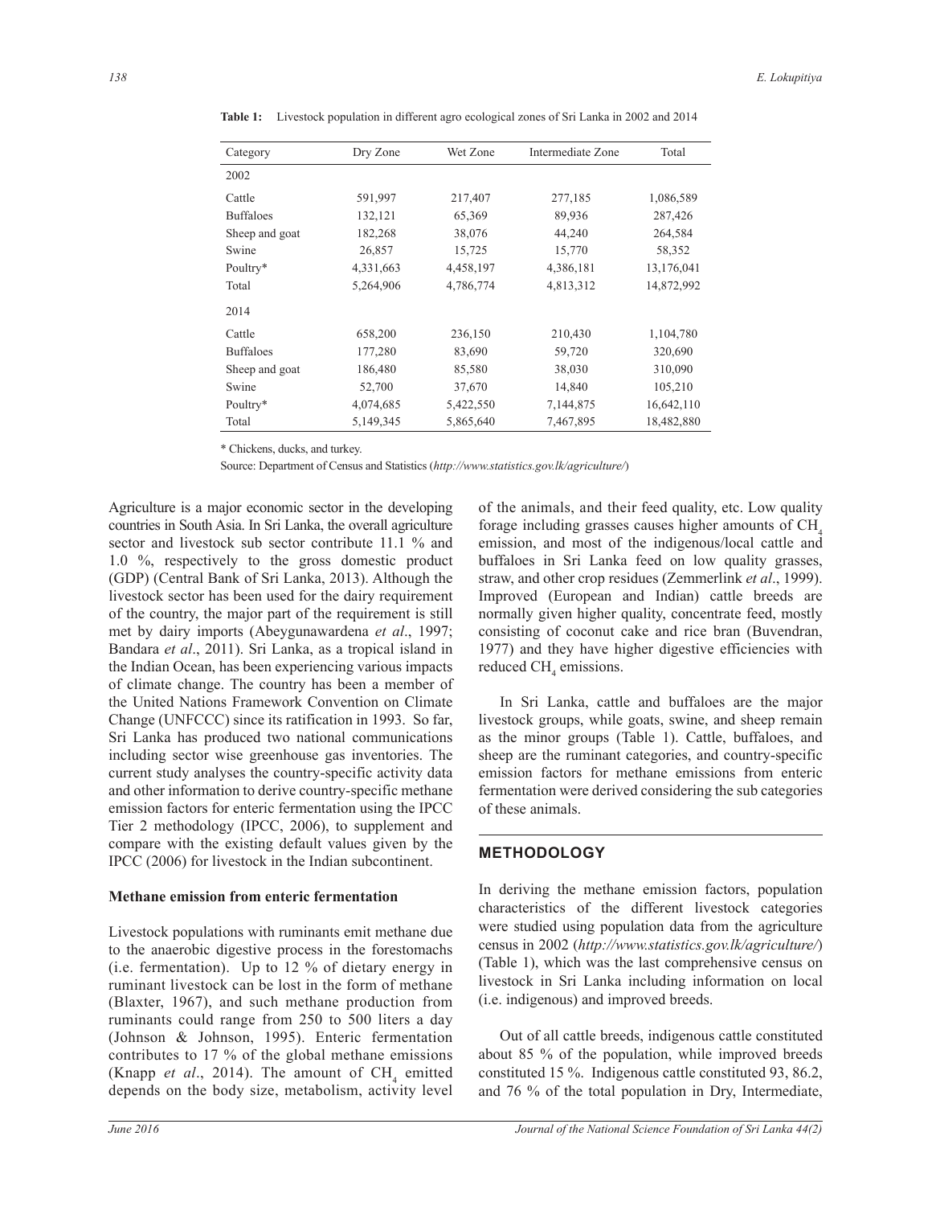**Table 1:** Livestock population in different agro ecological zones of Sri Lanka in 2002 and 2014

| Category | Dry Zone | Wet Zone | Intermediate Zone | Total |
|---|---|---|---|---|
| 2002 | | | | |
| Cattle | 591,997 | 217,407 | 277,185 | 1,086,589 |
| Buffaloes | 132,121 | 65,369 | 89,936 | 287,426 |
| Sheep and goat | 182,268 | 38,076 | 44,240 | 264,584 |
| Swine | 26,857 | 15,725 | 15,770 | 58,352 |
| Poultry* | 4,331,663 | 4,458,197 | 4,386,181 | 13,176,041 |
| Total | 5,264,906 | 4,786,774 | 4,813,312 | 14,872,992 |
| 2014 | | | | |
| Cattle | 658,200 | 236,150 | 210,430 | 1,104,780 |
| Buffaloes | 177,280 | 83,690 | 59,720 | 320,690 |
| Sheep and goat | 186,480 | 85,580 | 38,030 | 310,090 |
| Swine | 52,700 | 37,670 | 14,840 | 105,210 |
| Poultry* | 4,074,685 | 5,422,550 | 7,144,875 | 16,642,110 |
| Total | 5,149,345 | 5,865,640 | 7,467,895 | 18,482,880 |

* Chickens, ducks, and turkey.

Source: Department of Census and Statistics (*http://www.statistics.gov.lk/agriculture/*)

Agriculture is a major economic sector in the developing countries in South Asia. In Sri Lanka, the overall agriculture sector and livestock sub sector contribute 11.1 % and 1.0 %, respectively to the gross domestic product (GDP) (Central Bank of Sri Lanka, 2013). Although the livestock sector has been used for the dairy requirement of the country, the major part of the requirement is still met by dairy imports (Abeygunawardena *et al*., 1997; Bandara *et al*., 2011). Sri Lanka, as a tropical island in the Indian Ocean, has been experiencing various impacts of climate change. The country has been a member of the United Nations Framework Convention on Climate Change (UNFCCC) since its ratification in 1993. So far, Sri Lanka has produced two national communications including sector wise greenhouse gas inventories. The current study analyses the country-specific activity data and other information to derive country-specific methane emission factors for enteric fermentation using the IPCC Tier 2 methodology (IPCC, 2006), to supplement and compare with the existing default values given by the IPCC (2006) for livestock in the Indian subcontinent.

### Methane emission from enteric fermentation

Livestock populations with ruminants emit methane due to the anaerobic digestive process in the forestomachs (i.e. fermentation). Up to 12 % of dietary energy in ruminant livestock can be lost in the form of methane (Blaxter, 1967), and such methane production from ruminants could range from 250 to 500 liters a day (Johnson & Johnson, 1995). Enteric fermentation contributes to 17 % of the global methane emissions (Knapp *et al*., 2014). The amount of $CH_4$ emitted depends on the body size, metabolism, activity level of the animals, and their feed quality, etc. Low quality forage including grasses causes higher amounts of $CH_4$ emission, and most of the indigenous/local cattle and buffaloes in Sri Lanka feed on low quality grasses, straw, and other crop residues (Zemmerlink *et al*., 1999). Improved (European and Indian) cattle breeds are normally given higher quality, concentrate feed, mostly consisting of coconut cake and rice bran (Buvendran, 1977) and they have higher digestive efficiencies with reduced $CH_4$ emissions.

In Sri Lanka, cattle and buffaloes are the major livestock groups, while goats, swine, and sheep remain as the minor groups (Table 1). Cattle, buffaloes, and sheep are the ruminant categories, and country-specific emission factors for methane emissions from enteric fermentation were derived considering the sub categories of these animals.

## METHODOLOGY

In deriving the methane emission factors, population characteristics of the different livestock categories were studied using population data from the agriculture census in 2002 (*http://www.statistics.gov.lk/agriculture/*) (Table 1), which was the last comprehensive census on livestock in Sri Lanka including information on local (i.e. indigenous) and improved breeds.

Out of all cattle breeds, indigenous cattle constituted about 85 % of the population, while improved breeds constituted 15 %. Indigenous cattle constituted 93, 86.2, and 76 % of the total population in Dry, Intermediate,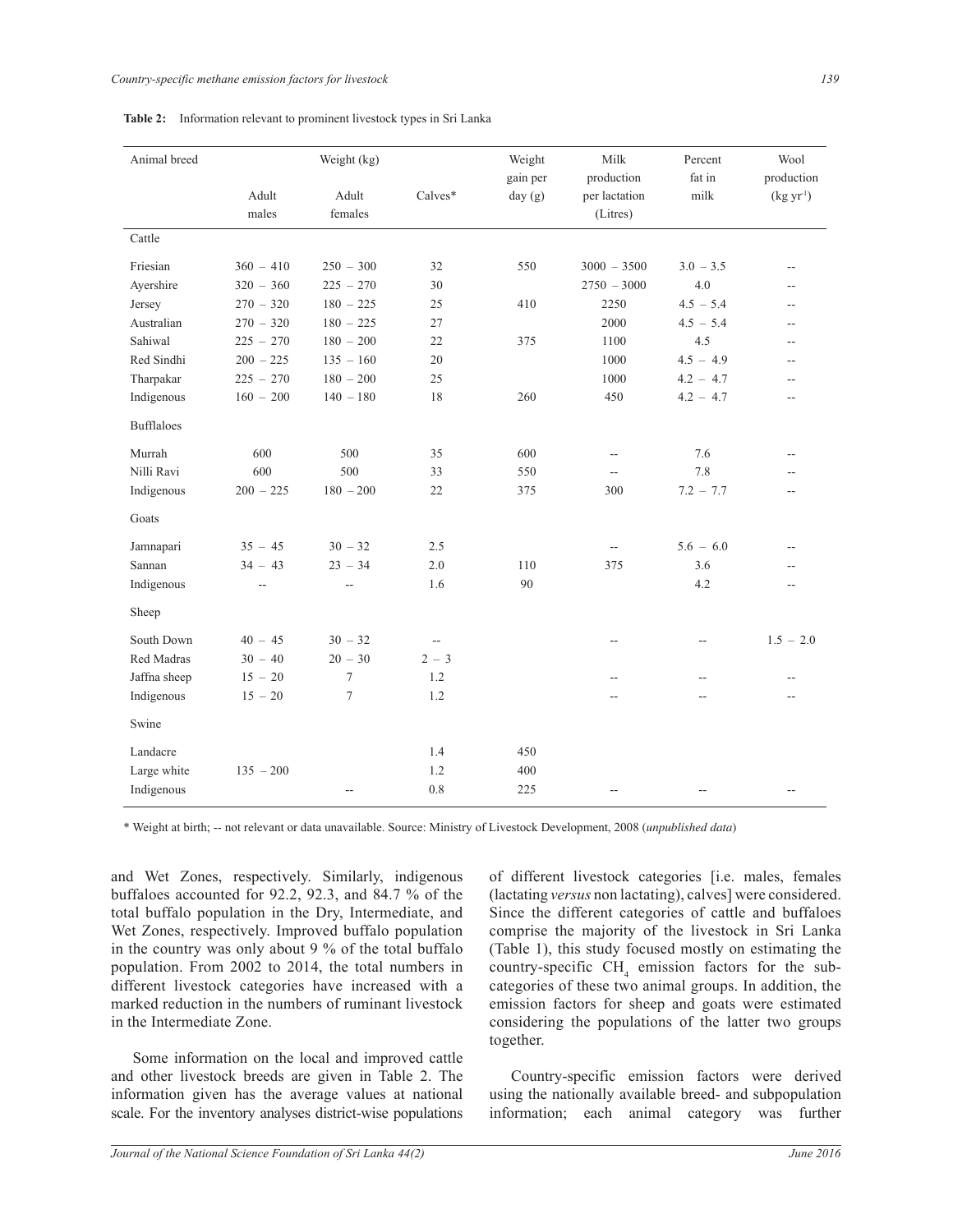**Table 2:** Information relevant to prominent livestock types in Sri Lanka

| Animal breed | Weight (kg) | | | Weight gain per day (g) | Milk production per lactation (Litres) | Percent fat in milk | Wool production (kg $yr^{-1}$) |
|---|---|---|---|---|---|---|---|
| | Adult males | Adult females | Calves* | | | | |
| Cattle | | | | | | | |
| Friesian | 360 – 410 | 250 – 300 | 32 | 550 | 3000 – 3500 | 3.0 – 3.5 | -- |
| Ayershire | 320 – 360 | 225 – 270 | 30 | | 2750 – 3000 | 4.0 | -- |
| Jersey | 270 – 320 | 180 – 225 | 25 | 410 | 2250 | 4.5 – 5.4 | -- |
| Australian | 270 – 320 | 180 – 225 | 27 | | 2000 | 4.5 – 5.4 | -- |
| Sahiwal | 225 – 270 | 180 – 200 | 22 | 375 | 1100 | 4.5 | -- |
| Red Sindhi | 200 – 225 | 135 – 160 | 20 | | 1000 | 4.5 – 4.9 | -- |
| Tharpakar | 225 – 270 | 180 – 200 | 25 | | 1000 | 4.2 – 4.7 | -- |
| Indigenous | 160 – 200 | 140 – 180 | 18 | 260 | 450 | 4.2 – 4.7 | -- |
| Bufflaloes | | | | | | | |
| Murrah | 600 | 500 | 35 | 600 | -- | 7.6 | -- |
| Nilli Ravi | 600 | 500 | 33 | 550 | -- | 7.8 | -- |
| Indigenous | 200 – 225 | 180 – 200 | 22 | 375 | 300 | 7.2 – 7.7 | -- |
| Goats | | | | | | | |
| Jamnapari | 35 – 45 | 30 – 32 | 2.5 | | -- | 5.6 – 6.0 | -- |
| Sannan | 34 – 43 | 23 – 34 | 2.0 | 110 | 375 | 3.6 | -- |
| Indigenous | -- | -- | 1.6 | 90 | | 4.2 | -- |
| Sheep | | | | | | | |
| South Down | 40 – 45 | 30 – 32 | -- | | -- | -- | 1.5 – 2.0 |
| Red Madras | 30 – 40 | 20 – 30 | 2 – 3 | | | | |
| Jaffna sheep | 15 – 20 | 7 | 1.2 | | -- | -- | -- |
| Indigenous | 15 – 20 | 7 | 1.2 | | -- | -- | -- |
| Swine | | | | | | | |
| Landacre | | | 1.4 | 450 | | | |
| Large white | 135 – 200 | | 1.2 | 400 | | | |
| Indigenous | | -- | 0.8 | 225 | -- | -- | -- |

\* Weight at birth; -- not relevant or data unavailable. Source: Ministry of Livestock Development, 2008 (*unpublished data*)

and Wet Zones, respectively. Similarly, indigenous buffaloes accounted for 92.2, 92.3, and 84.7 % of the total buffalo population in the Dry, Intermediate, and Wet Zones, respectively. Improved buffalo population in the country was only about 9 % of the total buffalo population. From 2002 to 2014, the total numbers in different livestock categories have increased with a marked reduction in the numbers of ruminant livestock in the Intermediate Zone.

Some information on the local and improved cattle and other livestock breeds are given in Table 2. The information given has the average values at national scale. For the inventory analyses district-wise populations of different livestock categories [i.e. males, females (lactating *versus* non lactating), calves] were considered. Since the different categories of cattle and buffaloes comprise the majority of the livestock in Sri Lanka (Table 1), this study focused mostly on estimating the country-specific $CH_4$ emission factors for the sub-categories of these two animal groups. In addition, the emission factors for sheep and goats were estimated considering the populations of the latter two groups together.

Country-specific emission factors were derived using the nationally available breed- and subpopulation information; each animal category was further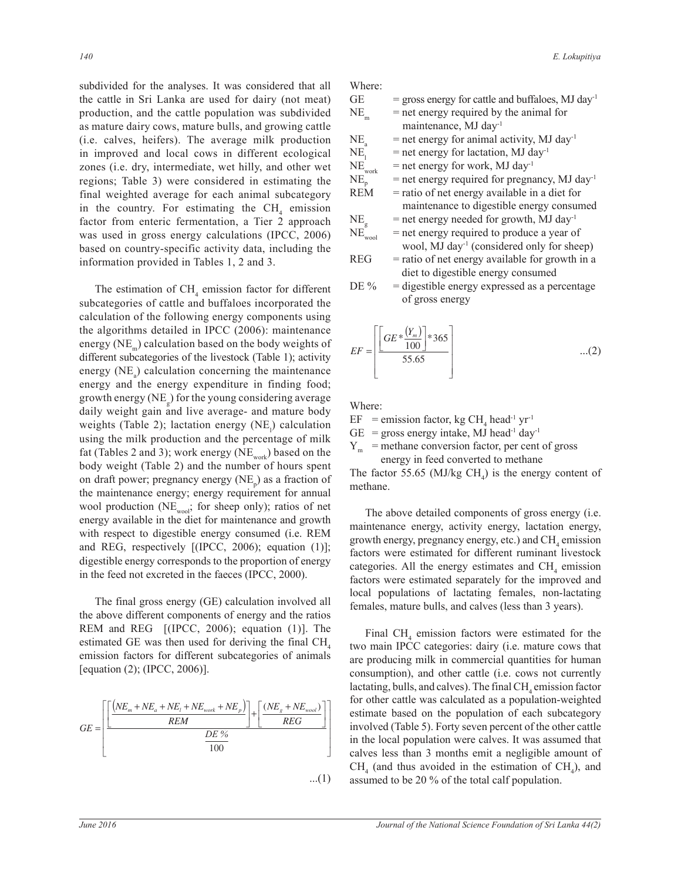subdivided for the analyses. It was considered that all the cattle in Sri Lanka are used for dairy (not meat) production, and the cattle population was subdivided as mature dairy cows, mature bulls, and growing cattle (i.e. calves, heifers). The average milk production in improved and local cows in different ecological zones (i.e. dry, intermediate, wet hilly, and other wet regions; Table 3) were considered in estimating the final weighted average for each animal subcategory in the country. For estimating the $CH_4$ emission factor from enteric fermentation, a Tier 2 approach was used in gross energy calculations (IPCC, 2006) based on country-specific activity data, including the information provided in Tables 1, 2 and 3.

The estimation of $CH_4$ emission factor for different subcategories of cattle and buffaloes incorporated the calculation of the following energy components using the algorithms detailed in IPCC (2006): maintenance energy ($NE_m$) calculation based on the body weights of different subcategories of the livestock (Table 1); activity energy ($NE_a$) calculation concerning the maintenance energy and the energy expenditure in finding food; growth energy ($NE_g$) for the young considering average daily weight gain and live average- and mature body weights (Table 2); lactation energy ($NE_l$) calculation using the milk production and the percentage of milk fat (Tables 2 and 3); work energy ($NE_{work}$) based on the body weight (Table 2) and the number of hours spent on draft power; pregnancy energy ($NE_p$) as a fraction of the maintenance energy; energy requirement for annual wool production ($NE_{wool}$; for sheep only); ratios of net energy available in the diet for maintenance and growth with respect to digestible energy consumed (i.e. REM and REG, respectively [(IPCC, 2006); equation (1)]; digestible energy corresponds to the proportion of energy in the feed not excreted in the faeces (IPCC, 2000).

The final gross energy (GE) calculation involved all the above different components of energy and the ratios REM and REG [(IPCC, 2006); equation (1)]. The estimated GE was then used for deriving the final $CH_4$ emission factors for different subcategories of animals [equation (2); (IPCC, 2006)].

$$GE = \left[ \frac{\left[ \frac{(NE_m + NE_a + NE_l + NE_{work} + NE_p)}{REM} \right] + \left[ \frac{(NE_g + NE_{wool})}{REG} \right]}{\frac{DE\,\%}{100}} \right] \qquad ...(1)$$

Where:

- GE = gross energy for cattle and buffaloes, MJ $day^{-1}$
- $NE_m$ = net energy required by the animal for maintenance, MJ $day^{-1}$
- $NE_a$ = net energy for animal activity, MJ $day^{-1}$
- $NE_l$ = net energy for lactation, MJ $day^{-1}$
- $NE_{work}$ = net energy for work, MJ $day^{-1}$
- $NE_p$ = net energy required for pregnancy, MJ $day^{-1}$
- REM = ratio of net energy available in a diet for maintenance to digestible energy consumed
- $NE_g$ = net energy needed for growth, MJ $day^{-1}$
- $NE_{wool}$ = net energy required to produce a year of wool, MJ $day^{-1}$ (considered only for sheep)
- REG = ratio of net energy available for growth in a diet to digestible energy consumed
- DE % = digestible energy expressed as a percentage of gross energy

$$EF = \left[ \frac{\left[ GE * \frac{(Y_m)}{100} \right] * 365}{55.65} \right] \qquad ...(2)$$

Where:

- EF = emission factor, kg $CH_4$ $head^{-1}$ $yr^{-1}$
- GE = gross energy intake, MJ $head^{-1}$ $day^{-1}$
- $Y_m$ = methane conversion factor, per cent of gross energy in feed converted to methane

The factor 55.65 (MJ/kg $CH_4$) is the energy content of methane.

The above detailed components of gross energy (i.e. maintenance energy, activity energy, lactation energy, growth energy, pregnancy energy, etc.) and $CH_4$ emission factors were estimated for different ruminant livestock categories. All the energy estimates and $CH_4$ emission factors were estimated separately for the improved and local populations of lactating females, non-lactating females, mature bulls, and calves (less than 3 years).

Final $CH_4$ emission factors were estimated for the two main IPCC categories: dairy (i.e. mature cows that are producing milk in commercial quantities for human consumption), and other cattle (i.e. cows not currently lactating, bulls, and calves). The final $CH_4$ emission factor for other cattle was calculated as a population-weighted estimate based on the population of each subcategory involved (Table 5). Forty seven percent of the other cattle in the local population were calves. It was assumed that calves less than 3 months emit a negligible amount of $CH_4$ (and thus avoided in the estimation of $CH_4$), and assumed to be 20 % of the total calf population.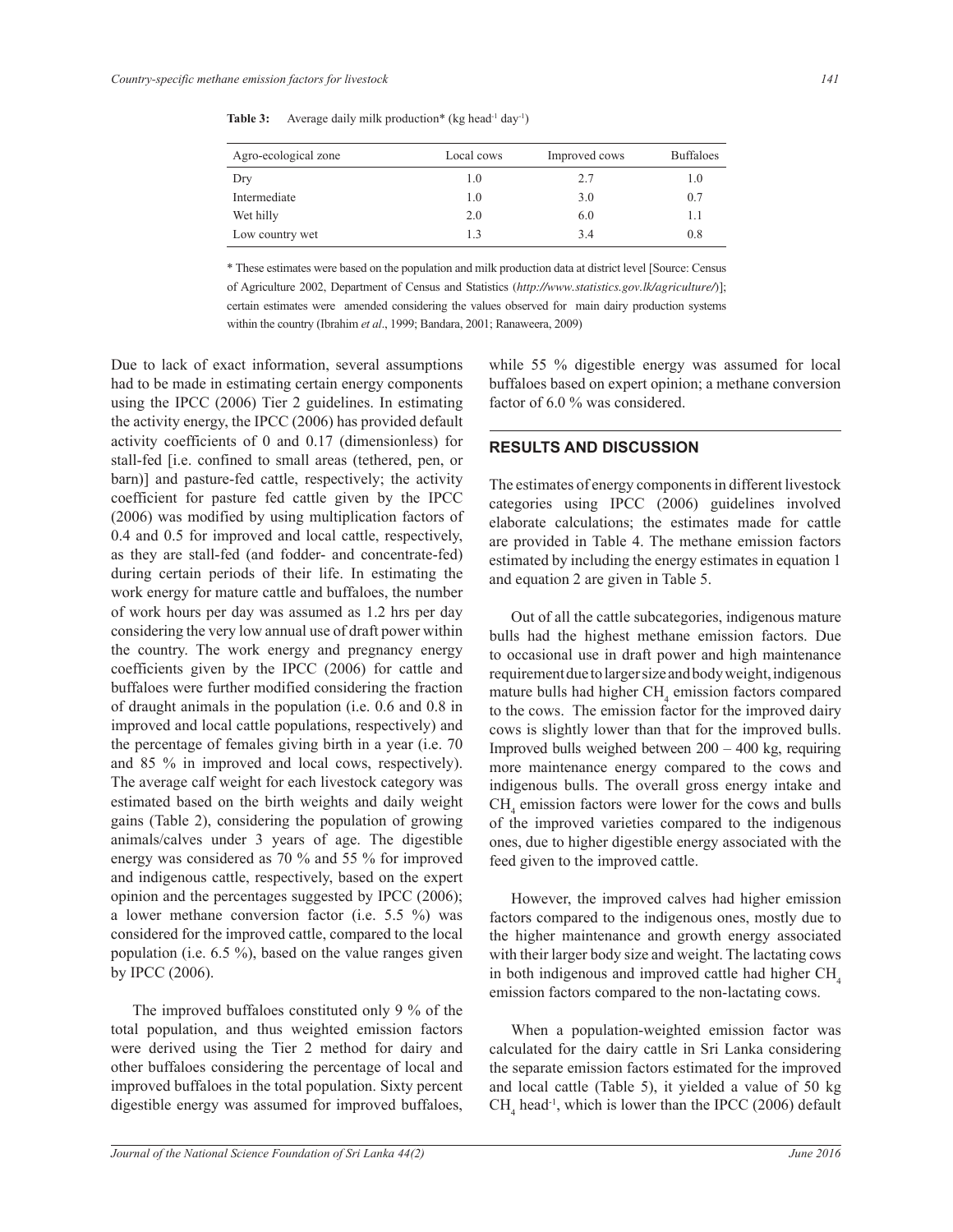**Table 3:** Average daily milk production* (kg head$^{-1}$ day$^{-1}$)

| Agro-ecological zone | Local cows | Improved cows | Buffaloes |
|---|---|---|---|
| Dry | 1.0 | 2.7 | 1.0 |
| Intermediate | 1.0 | 3.0 | 0.7 |
| Wet hilly | 2.0 | 6.0 | 1.1 |
| Low country wet | 1.3 | 3.4 | 0.8 |

\* These estimates were based on the population and milk production data at district level [Source: Census of Agriculture 2002, Department of Census and Statistics (*http://www.statistics.gov.lk/agriculture/*)]; certain estimates were amended considering the values observed for main dairy production systems within the country (Ibrahim *et al*., 1999; Bandara, 2001; Ranaweera, 2009)

Due to lack of exact information, several assumptions had to be made in estimating certain energy components using the IPCC (2006) Tier 2 guidelines. In estimating the activity energy, the IPCC (2006) has provided default activity coefficients of 0 and 0.17 (dimensionless) for stall-fed [i.e. confined to small areas (tethered, pen, or barn)] and pasture-fed cattle, respectively; the activity coefficient for pasture fed cattle given by the IPCC (2006) was modified by using multiplication factors of 0.4 and 0.5 for improved and local cattle, respectively, as they are stall-fed (and fodder- and concentrate-fed) during certain periods of their life. In estimating the work energy for mature cattle and buffaloes, the number of work hours per day was assumed as 1.2 hrs per day considering the very low annual use of draft power within the country. The work energy and pregnancy energy coefficients given by the IPCC (2006) for cattle and buffaloes were further modified considering the fraction of draught animals in the population (i.e. 0.6 and 0.8 in improved and local cattle populations, respectively) and the percentage of females giving birth in a year (i.e. 70 and 85 % in improved and local cows, respectively). The average calf weight for each livestock category was estimated based on the birth weights and daily weight gains (Table 2), considering the population of growing animals/calves under 3 years of age. The digestible energy was considered as 70 % and 55 % for improved and indigenous cattle, respectively, based on the expert opinion and the percentages suggested by IPCC (2006); a lower methane conversion factor (i.e. 5.5 %) was considered for the improved cattle, compared to the local population (i.e. 6.5 %), based on the value ranges given by IPCC (2006).

The improved buffaloes constituted only 9 % of the total population, and thus weighted emission factors were derived using the Tier 2 method for dairy and other buffaloes considering the percentage of local and improved buffaloes in the total population. Sixty percent digestible energy was assumed for improved buffaloes, while 55 % digestible energy was assumed for local buffaloes based on expert opinion; a methane conversion factor of 6.0 % was considered.

## RESULTS AND DISCUSSION

The estimates of energy components in different livestock categories using IPCC (2006) guidelines involved elaborate calculations; the estimates made for cattle are provided in Table 4. The methane emission factors estimated by including the energy estimates in equation 1 and equation 2 are given in Table 5.

Out of all the cattle subcategories, indigenous mature bulls had the highest methane emission factors. Due to occasional use in draft power and high maintenance requirement due to larger size and body weight, indigenous mature bulls had higher $CH_4$ emission factors compared to the cows. The emission factor for the improved dairy cows is slightly lower than that for the improved bulls. Improved bulls weighed between 200 – 400 kg, requiring more maintenance energy compared to the cows and indigenous bulls. The overall gross energy intake and $CH_4$ emission factors were lower for the cows and bulls of the improved varieties compared to the indigenous ones, due to higher digestible energy associated with the feed given to the improved cattle.

However, the improved calves had higher emission factors compared to the indigenous ones, mostly due to the higher maintenance and growth energy associated with their larger body size and weight. The lactating cows in both indigenous and improved cattle had higher $CH_4$ emission factors compared to the non-lactating cows.

When a population-weighted emission factor was calculated for the dairy cattle in Sri Lanka considering the separate emission factors estimated for the improved and local cattle (Table 5), it yielded a value of 50 kg $CH_4$ head$^{-1}$, which is lower than the IPCC (2006) default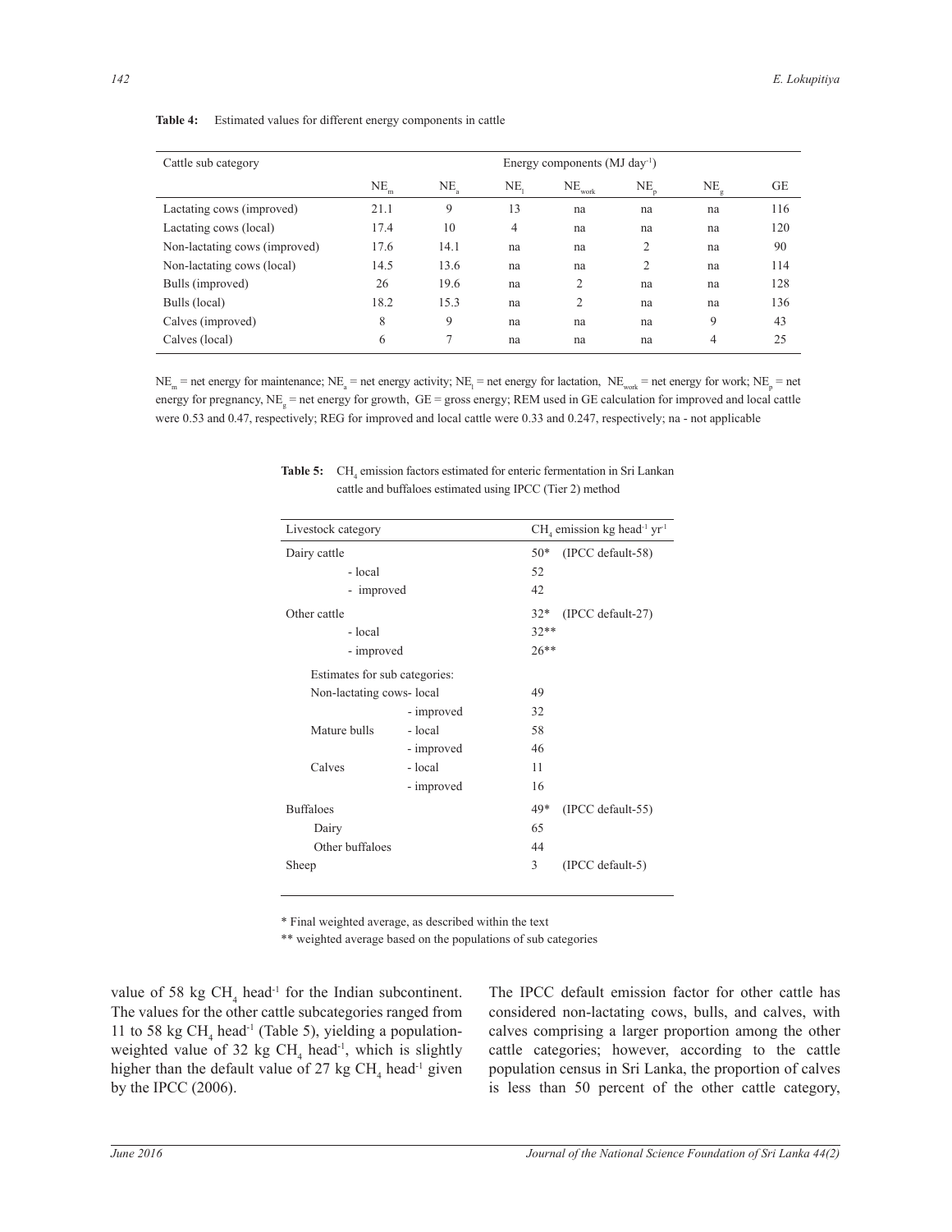**Table 4:** Estimated values for different energy components in cattle

| Cattle sub category | Energy components (MJ $day^{-1}$) | | | | | | |
|---|---|---|---|---|---|---|---|
| | $NE_m$ | $NE_a$ | $NE_l$ | $NE_{work}$ | $NE_p$ | $NE_g$ | GE |
| Lactating cows (improved) | 21.1 | 9 | 13 | na | na | na | 116 |
| Lactating cows (local) | 17.4 | 10 | 4 | na | na | na | 120 |
| Non-lactating cows (improved) | 17.6 | 14.1 | na | na | 2 | na | 90 |
| Non-lactating cows (local) | 14.5 | 13.6 | na | na | 2 | na | 114 |
| Bulls (improved) | 26 | 19.6 | na | 2 | na | na | 128 |
| Bulls (local) | 18.2 | 15.3 | na | 2 | na | na | 136 |
| Calves (improved) | 8 | 9 | na | na | na | 9 | 43 |
| Calves (local) | 6 | 7 | na | na | na | 4 | 25 |

$NE_m$ = net energy for maintenance; $NE_a$ = net energy activity; $NE_l$ = net energy for lactation, $NE_{work}$ = net energy for work; $NE_p$ = net energy for pregnancy, $NE_g$ = net energy for growth, GE = gross energy; REM used in GE calculation for improved and local cattle were 0.53 and 0.47, respectively; REG for improved and local cattle were 0.33 and 0.247, respectively; na - not applicable

**Table 5:** $CH_4$ emission factors estimated for enteric fermentation in Sri Lankan cattle and buffaloes estimated using IPCC (Tier 2) method

| Livestock category | | $CH_4$ emission kg $head^{-1}$ $yr^{-1}$ |
|---|---|---|
| Dairy cattle | | 50* (IPCC default-58) |
| - local | | 52 |
| - improved | | 42 |
| Other cattle | | 32* (IPCC default-27) |
| - local | | 32** |
| - improved | | 26** |
| Estimates for sub categories: | | |
| Non-lactating cows | - local | 49 |
| | - improved | 32 |
| Mature bulls | - local | 58 |
| | - improved | 46 |
| Calves | - local | 11 |
| | - improved | 16 |
| Buffaloes | | 49* (IPCC default-55) |
| Dairy | | 65 |
| Other buffaloes | | 44 |
| Sheep | | 3 (IPCC default-5) |

\* Final weighted average, as described within the text

\** weighted average based on the populations of sub categories

value of 58 kg $CH_4$ $head^{-1}$ for the Indian subcontinent. The values for the other cattle subcategories ranged from 11 to 58 kg $CH_4$ $head^{-1}$ (Table 5), yielding a population-weighted value of 32 kg $CH_4$ $head^{-1}$, which is slightly higher than the default value of 27 kg $CH_4$ $head^{-1}$ given by the IPCC (2006).

The IPCC default emission factor for other cattle has considered non-lactating cows, bulls, and calves, with calves comprising a larger proportion among the other cattle categories; however, according to the cattle population census in Sri Lanka, the proportion of calves is less than 50 percent of the other cattle category,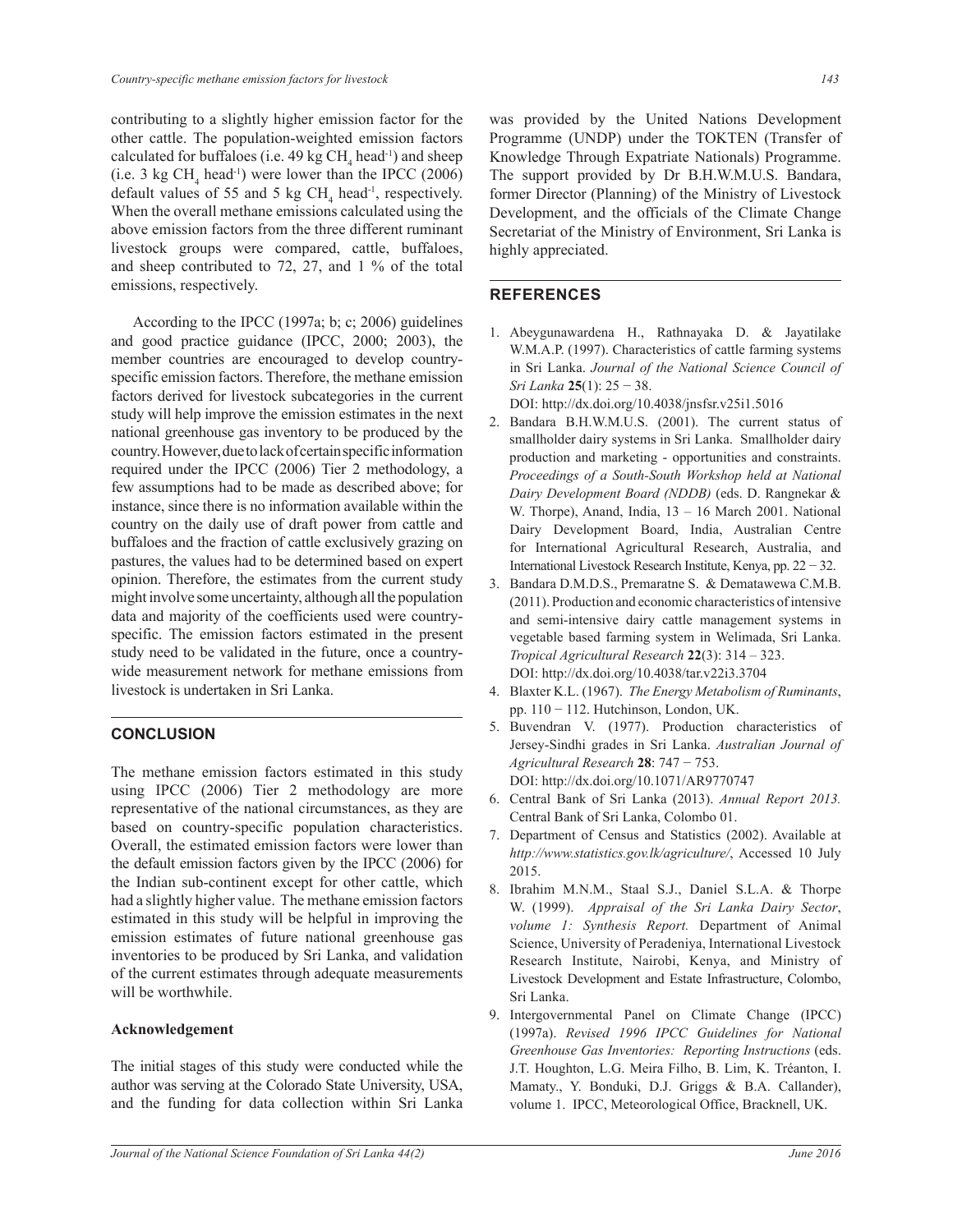contributing to a slightly higher emission factor for the other cattle. The population-weighted emission factors calculated for buffaloes (i.e. 49 kg $CH_4$ head$^{-1}$) and sheep (i.e. 3 kg $CH_4$ head$^{-1}$) were lower than the IPCC (2006) default values of 55 and 5 kg $CH_4$ head$^{-1}$, respectively. When the overall methane emissions calculated using the above emission factors from the three different ruminant livestock groups were compared, cattle, buffaloes, and sheep contributed to 72, 27, and 1 % of the total emissions, respectively.

According to the IPCC (1997a; b; c; 2006) guidelines and good practice guidance (IPCC, 2000; 2003), the member countries are encouraged to develop country-specific emission factors. Therefore, the methane emission factors derived for livestock subcategories in the current study will help improve the emission estimates in the next national greenhouse gas inventory to be produced by the country. However, due to lack of certain specific information required under the IPCC (2006) Tier 2 methodology, a few assumptions had to be made as described above; for instance, since there is no information available within the country on the daily use of draft power from cattle and buffaloes and the fraction of cattle exclusively grazing on pastures, the values had to be determined based on expert opinion. Therefore, the estimates from the current study might involve some uncertainty, although all the population data and majority of the coefficients used were country-specific. The emission factors estimated in the present study need to be validated in the future, once a country-wide measurement network for methane emissions from livestock is undertaken in Sri Lanka.

## CONCLUSION

The methane emission factors estimated in this study using IPCC (2006) Tier 2 methodology are more representative of the national circumstances, as they are based on country-specific population characteristics. Overall, the estimated emission factors were lower than the default emission factors given by the IPCC (2006) for the Indian sub-continent except for other cattle, which had a slightly higher value. The methane emission factors estimated in this study will be helpful in improving the emission estimates of future national greenhouse gas inventories to be produced by Sri Lanka, and validation of the current estimates through adequate measurements will be worthwhile.

### Acknowledgement

The initial stages of this study were conducted while the author was serving at the Colorado State University, USA, and the funding for data collection within Sri Lanka was provided by the United Nations Development Programme (UNDP) under the TOKTEN (Transfer of Knowledge Through Expatriate Nationals) Programme. The support provided by Dr B.H.W.M.U.S. Bandara, former Director (Planning) of the Ministry of Livestock Development, and the officials of the Climate Change Secretariat of the Ministry of Environment, Sri Lanka is highly appreciated.

## REFERENCES

1. Abeygunawardena H., Rathnayaka D. & Jayatilake W.M.A.P. (1997). Characteristics of cattle farming systems in Sri Lanka. *Journal of the National Science Council of Sri Lanka* **25**(1): 25 − 38. DOI: http://dx.doi.org/10.4038/jnsfsr.v25i1.5016
2. Bandara B.H.W.M.U.S. (2001). The current status of smallholder dairy systems in Sri Lanka. Smallholder dairy production and marketing - opportunities and constraints. *Proceedings of a South-South Workshop held at National Dairy Development Board (NDDB)* (eds. D. Rangnekar & W. Thorpe), Anand, India, 13 – 16 March 2001. National Dairy Development Board, India, Australian Centre for International Agricultural Research, Australia, and International Livestock Research Institute, Kenya, pp. 22 − 32.
3. Bandara D.M.D.S., Premaratne S. & Dematawewa C.M.B. (2011). Production and economic characteristics of intensive and semi-intensive dairy cattle management systems in vegetable based farming system in Welimada, Sri Lanka. *Tropical Agricultural Research* **22**(3): 314 – 323. DOI: http://dx.doi.org/10.4038/tar.v22i3.3704
4. Blaxter K.L. (1967). *The Energy Metabolism of Ruminants*, pp. 110 − 112. Hutchinson, London, UK.
5. Buvendran V. (1977). Production characteristics of Jersey-Sindhi grades in Sri Lanka. *Australian Journal of Agricultural Research* **28**: 747 − 753. DOI: http://dx.doi.org/10.1071/AR9770747
6. Central Bank of Sri Lanka (2013). *Annual Report 2013.* Central Bank of Sri Lanka, Colombo 01.
7. Department of Census and Statistics (2002). Available at *http://www.statistics.gov.lk/agriculture/*, Accessed 10 July 2015.
8. Ibrahim M.N.M., Staal S.J., Daniel S.L.A. & Thorpe W. (1999). *Appraisal of the Sri Lanka Dairy Sector, volume 1: Synthesis Report.* Department of Animal Science, University of Peradeniya, International Livestock Research Institute, Nairobi, Kenya, and Ministry of Livestock Development and Estate Infrastructure, Colombo, Sri Lanka.
9. Intergovernmental Panel on Climate Change (IPCC) (1997a). *Revised 1996 IPCC Guidelines for National Greenhouse Gas Inventories: Reporting Instructions* (eds. J.T. Houghton, L.G. Meira Filho, B. Lim, K. Tréanton, I. Mamaty., Y. Bonduki, D.J. Griggs & B.A. Callander), volume 1. IPCC, Meteorological Office, Bracknell, UK.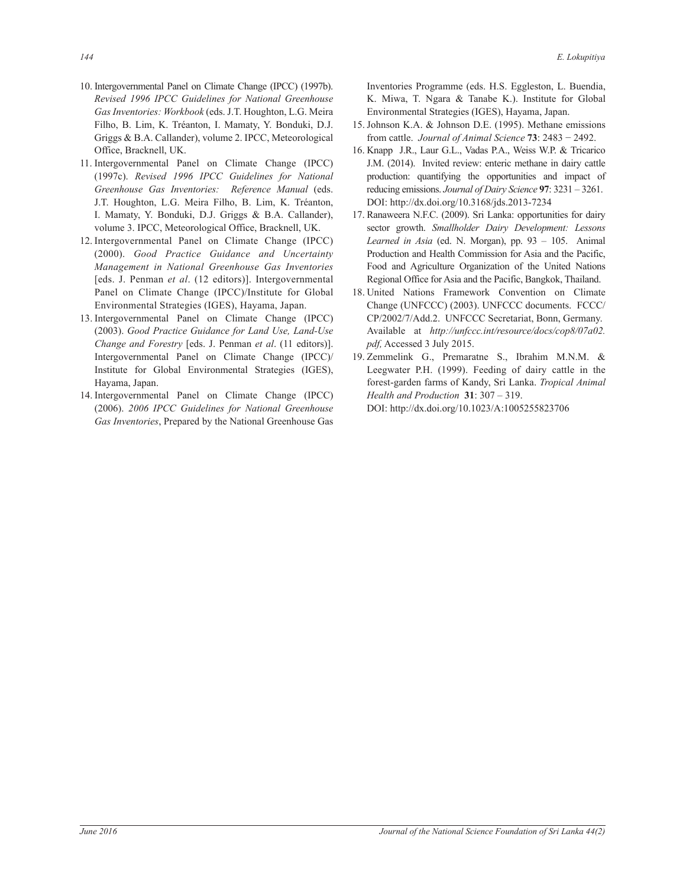10. Intergovernmental Panel on Climate Change (IPCC) (1997b). *Revised 1996 IPCC Guidelines for National Greenhouse Gas Inventories: Workbook* (eds. J.T. Houghton, L.G. Meira Filho, B. Lim, K. Tréanton, I. Mamaty, Y. Bonduki, D.J. Griggs & B.A. Callander), volume 2. IPCC, Meteorological Office, Bracknell, UK.
11. Intergovernmental Panel on Climate Change (IPCC) (1997c). *Revised 1996 IPCC Guidelines for National Greenhouse Gas Inventories: Reference Manual* (eds. J.T. Houghton, L.G. Meira Filho, B. Lim, K. Tréanton, I. Mamaty, Y. Bonduki, D.J. Griggs & B.A. Callander), volume 3. IPCC, Meteorological Office, Bracknell, UK.
12. Intergovernmental Panel on Climate Change (IPCC) (2000). *Good Practice Guidance and Uncertainty Management in National Greenhouse Gas Inventories* [eds. J. Penman *et al*. (12 editors)]. Intergovernmental Panel on Climate Change (IPCC)/Institute for Global Environmental Strategies (IGES), Hayama, Japan.
13. Intergovernmental Panel on Climate Change (IPCC) (2003). *Good Practice Guidance for Land Use, Land-Use Change and Forestry* [eds. J. Penman *et al*. (11 editors)]. Intergovernmental Panel on Climate Change (IPCC)/ Institute for Global Environmental Strategies (IGES), Hayama, Japan.
14. Intergovernmental Panel on Climate Change (IPCC) (2006). *2006 IPCC Guidelines for National Greenhouse Gas Inventories*, Prepared by the National Greenhouse Gas Inventories Programme (eds. H.S. Eggleston, L. Buendia, K. Miwa, T. Ngara & Tanabe K.). Institute for Global Environmental Strategies (IGES), Hayama, Japan.
15. Johnson K.A. & Johnson D.E. (1995). Methane emissions from cattle. *Journal of Animal Science* **73**: 2483 − 2492.
16. Knapp J.R., Laur G.L., Vadas P.A., Weiss W.P. & Tricarico J.M. (2014). Invited review: enteric methane in dairy cattle production: quantifying the opportunities and impact of reducing emissions. *Journal of Dairy Science* **97**: 3231 – 3261. DOI: http://dx.doi.org/10.3168/jds.2013-7234
17. Ranaweera N.F.C. (2009). Sri Lanka: opportunities for dairy sector growth. *Smallholder Dairy Development: Lessons Learned in Asia* (ed. N. Morgan), pp. 93 – 105. Animal Production and Health Commission for Asia and the Pacific, Food and Agriculture Organization of the United Nations Regional Office for Asia and the Pacific, Bangkok, Thailand.
18. United Nations Framework Convention on Climate Change (UNFCCC) (2003). UNFCCC documents. FCCC/ CP/2002/7/Add.2. UNFCCC Secretariat, Bonn, Germany. Available at *http://unfccc.int/resource/docs/cop8/07a02.pdf,* Accessed 3 July 2015.
19. Zemmelink G., Premaratne S., Ibrahim M.N.M. & Leegwater P.H. (1999). Feeding of dairy cattle in the forest-garden farms of Kandy, Sri Lanka. *Tropical Animal Health and Production* **31**: 307 – 319. DOI: http://dx.doi.org/10.1023/A:1005255823706